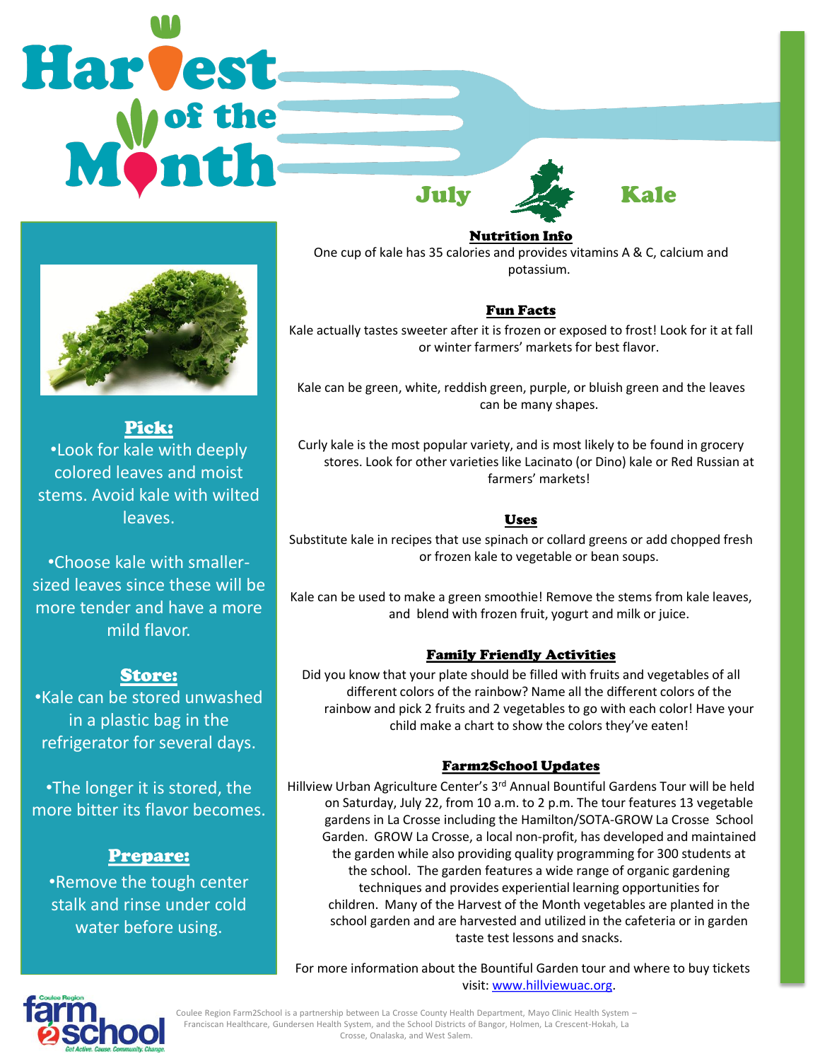# Harvest of the Month

## July — Kale

### Pick:

- Look for kale with deeply colored leaves and moist stems. Avoid kale with wilted leaves.
- Choose kale with smaller-sized leaves since these will be more tender and have a more mild flavor.

### Store:

- Kale can be stored unwashed in a plastic bag in the refrigerator for several days.
- The longer it is stored, the more bitter its flavor becomes.

### Prepare:

- Remove the tough center stalk and rinse under cold water before using.

### Nutrition Info

One cup of kale has 35 calories and provides vitamins A & C, calcium and potassium.

### Fun Facts

Kale actually tastes sweeter after it is frozen or exposed to frost! Look for it at fall or winter farmers' markets for best flavor.

Kale can be green, white, reddish green, purple, or bluish green and the leaves can be many shapes.

Curly kale is the most popular variety, and is most likely to be found in grocery stores. Look for other varieties like Lacinato (or Dino) kale or Red Russian at farmers' markets!

### Uses

Substitute kale in recipes that use spinach or collard greens or add chopped fresh or frozen kale to vegetable or bean soups.

Kale can be used to make a green smoothie! Remove the stems from kale leaves, and blend with frozen fruit, yogurt and milk or juice.

### Family Friendly Activities

Did you know that your plate should be filled with fruits and vegetables of all different colors of the rainbow? Name all the different colors of the rainbow and pick 2 fruits and 2 vegetables to go with each color! Have your child make a chart to show the colors they've eaten!

### Farm2School Updates

Hillview Urban Agriculture Center's 3rd Annual Bountiful Gardens Tour will be held on Saturday, July 22, from 10 a.m. to 2 p.m. The tour features 13 vegetable gardens in La Crosse including the Hamilton/SOTA-GROW La Crosse School Garden. GROW La Crosse, a local non-profit, has developed and maintained the garden while also providing quality programming for 300 students at the school. The garden features a wide range of organic gardening techniques and provides experiential learning opportunities for children. Many of the Harvest of the Month vegetables are planted in the school garden and are harvested and utilized in the cafeteria or in garden taste test lessons and snacks.

For more information about the Bountiful Garden tour and where to buy tickets visit: [www.hillviewuac.org](http://www.hillviewuac.org).

Coulee Region Farm2School is a partnership between La Crosse County Health Department, Mayo Clinic Health System – Franciscan Healthcare, Gundersen Health System, and the School Districts of Bangor, Holmen, La Crescent-Hokah, La Crosse, Onalaska, and West Salem.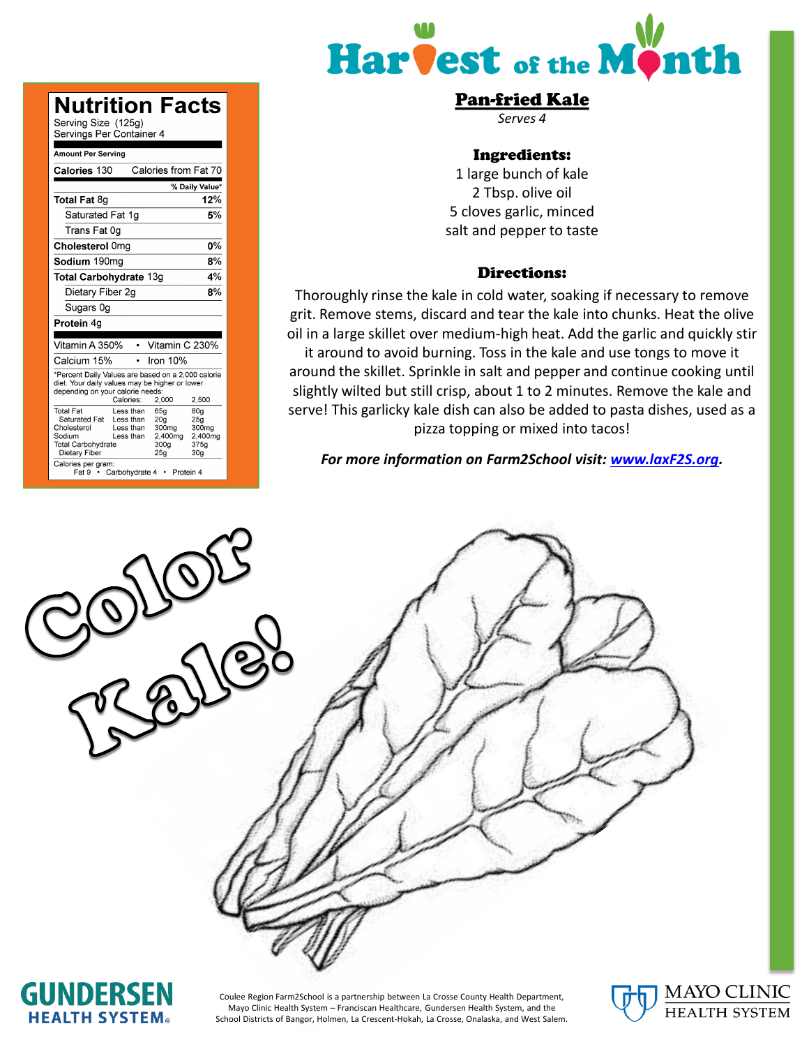# Harvest of the Month

## Nutrition Facts

Serving Size (125g)
Servings Per Container 4

| Amount Per Serving | |
|---|---|
| **Calories** 130 | Calories from Fat 70 |
| | % Daily Value* |
| **Total Fat** 8g | **12%** |
| Saturated Fat 1g | **5%** |
| Trans Fat 0g | |
| **Cholesterol** 0mg | **0%** |
| **Sodium** 190mg | **8%** |
| **Total Carbohydrate** 13g | **4%** |
| Dietary Fiber 2g | **8%** |
| Sugars 0g | |
| **Protein** 4g | |

| | |
|---|---|
| Vitamin A 350% | Vitamin C 230% |
| Calcium 15% | Iron 10% |

*Percent Daily Values are based on a 2,000 calorie diet. Your daily values may be higher or lower depending on your calorie needs:

| | | 2,000 | 2,500 |
|---|---|---|---|
| | Calories: | 2,000 | 2,500 |
| Total Fat | Less than | 65g | 80g |
| Saturated Fat | Less than | 20g | 25g |
| Cholesterol | Less than | 300mg | 300mg |
| Sodium | Less than | 2,400mg | 2,400mg |
| Total Carbohydrate | | 300g | 375g |
| Dietary Fiber | | 25g | 30g |

Calories per gram:
Fat 9 • Carbohydrate 4 • Protein 4

## Pan-fried Kale

*Serves 4*

### Ingredients:

1 large bunch of kale
2 Tbsp. olive oil
5 cloves garlic, minced
salt and pepper to taste

### Directions:

Thoroughly rinse the kale in cold water, soaking if necessary to remove grit. Remove stems, discard and tear the kale into chunks. Heat the olive oil in a large skillet over medium-high heat. Add the garlic and quickly stir it around to avoid burning. Toss in the kale and use tongs to move it around the skillet. Sprinkle in salt and pepper and continue cooking until slightly wilted but still crisp, about 1 to 2 minutes. Remove the kale and serve! This garlicky kale dish can also be added to pasta dishes, used as a pizza topping or mixed into tacos!

***For more information on Farm2School visit: www.laxF2S.org.***

# Color Kale!

GUNDERSEN HEALTH SYSTEM

Coulee Region Farm2School is a partnership between La Crosse County Health Department, Mayo Clinic Health System – Franciscan Healthcare, Gundersen Health System, and the School Districts of Bangor, Holmen, La Crescent-Hokah, La Crosse, Onalaska, and West Salem.

MAYO CLINIC HEALTH SYSTEM